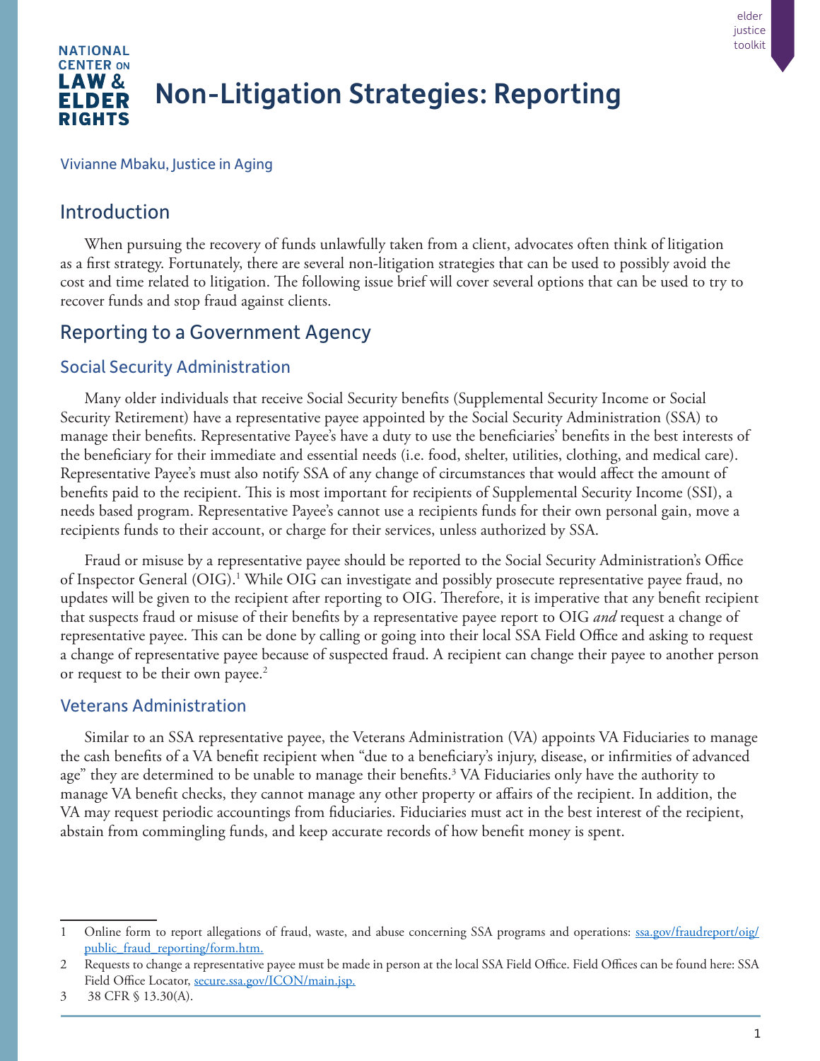NATIONAL CENTER ON LAW & ELDER RIGHTS

# Non-Litigation Strategies: Reporting

Vivianne Mbaku, Justice in Aging

## Introduction

When pursuing the recovery of funds unlawfully taken from a client, advocates often think of litigation as a first strategy. Fortunately, there are several non-litigation strategies that can be used to possibly avoid the cost and time related to litigation. The following issue brief will cover several options that can be used to try to recover funds and stop fraud against clients.

## Reporting to a Government Agency

### Social Security Administration

Many older individuals that receive Social Security benefits (Supplemental Security Income or Social Security Retirement) have a representative payee appointed by the Social Security Administration (SSA) to manage their benefits. Representative Payee's have a duty to use the beneficiaries' benefits in the best interests of the beneficiary for their immediate and essential needs (i.e. food, shelter, utilities, clothing, and medical care). Representative Payee's must also notify SSA of any change of circumstances that would affect the amount of benefits paid to the recipient. This is most important for recipients of Supplemental Security Income (SSI), a needs based program. Representative Payee's cannot use a recipients funds for their own personal gain, move a recipients funds to their account, or charge for their services, unless authorized by SSA.

Fraud or misuse by a representative payee should be reported to the Social Security Administration's Office of Inspector General (OIG).[1] While OIG can investigate and possibly prosecute representative payee fraud, no updates will be given to the recipient after reporting to OIG. Therefore, it is imperative that any benefit recipient that suspects fraud or misuse of their benefits by a representative payee report to OIG *and* request a change of representative payee. This can be done by calling or going into their local SSA Field Office and asking to request a change of representative payee because of suspected fraud. A recipient can change their payee to another person or request to be their own payee.[2]

### Veterans Administration

Similar to an SSA representative payee, the Veterans Administration (VA) appoints VA Fiduciaries to manage the cash benefits of a VA benefit recipient when "due to a beneficiary's injury, disease, or infirmities of advanced age" they are determined to be unable to manage their benefits.[3] VA Fiduciaries only have the authority to manage VA benefit checks, they cannot manage any other property or affairs of the recipient. In addition, the VA may request periodic accountings from fiduciaries. Fiduciaries must act in the best interest of the recipient, abstain from commingling funds, and keep accurate records of how benefit money is spent.

---

1 Online form to report allegations of fraud, waste, and abuse concerning SSA programs and operations: ssa.gov/fraudreport/oig/public_fraud_reporting/form.htm.

2 Requests to change a representative payee must be made in person at the local SSA Field Office. Field Offices can be found here: SSA Field Office Locator, secure.ssa.gov/ICON/main.jsp.

3 38 CFR § 13.30(A).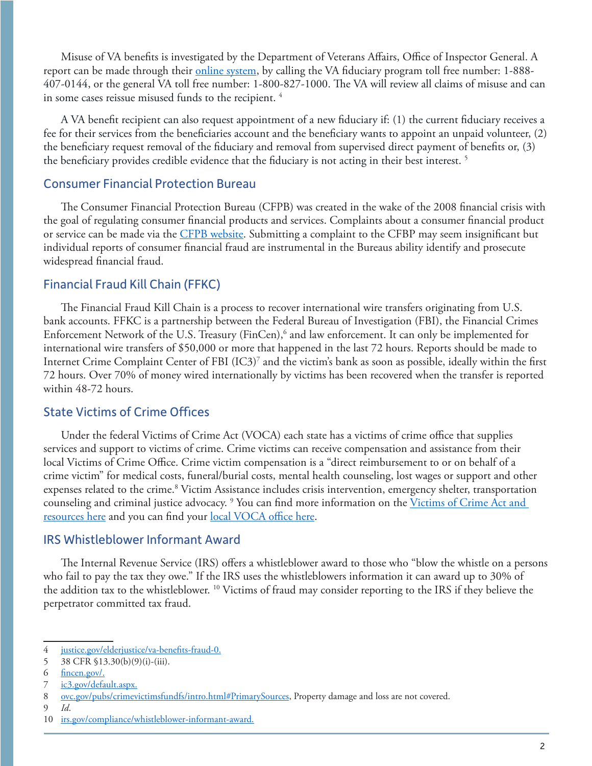Misuse of VA benefits is investigated by the Department of Veterans Affairs, Office of Inspector General. A report can be made through their online system, by calling the VA fiduciary program toll free number: 1-888-407-0144, or the general VA toll free number: 1-800-827-1000. The VA will review all claims of misuse and can in some cases reissue misused funds to the recipient. [4]

A VA benefit recipient can also request appointment of a new fiduciary if: (1) the current fiduciary receives a fee for their services from the beneficiaries account and the beneficiary wants to appoint an unpaid volunteer, (2) the beneficiary request removal of the fiduciary and removal from supervised direct payment of benefits or, (3) the beneficiary provides credible evidence that the fiduciary is not acting in their best interest. [5]

## Consumer Financial Protection Bureau

The Consumer Financial Protection Bureau (CFPB) was created in the wake of the 2008 financial crisis with the goal of regulating consumer financial products and services. Complaints about a consumer financial product or service can be made via the CFPB website. Submitting a complaint to the CFBP may seem insignificant but individual reports of consumer financial fraud are instrumental in the Bureaus ability identify and prosecute widespread financial fraud.

## Financial Fraud Kill Chain (FFKC)

The Financial Fraud Kill Chain is a process to recover international wire transfers originating from U.S. bank accounts. FFKC is a partnership between the Federal Bureau of Investigation (FBI), the Financial Crimes Enforcement Network of the U.S. Treasury (FinCen),[6] and law enforcement. It can only be implemented for international wire transfers of $50,000 or more that happened in the last 72 hours. Reports should be made to Internet Crime Complaint Center of FBI (IC3)[7] and the victim's bank as soon as possible, ideally within the first 72 hours. Over 70% of money wired internationally by victims has been recovered when the transfer is reported within 48-72 hours.

## State Victims of Crime Offices

Under the federal Victims of Crime Act (VOCA) each state has a victims of crime office that supplies services and support to victims of crime. Crime victims can receive compensation and assistance from their local Victims of Crime Office. Crime victim compensation is a "direct reimbursement to or on behalf of a crime victim" for medical costs, funeral/burial costs, mental health counseling, lost wages or support and other expenses related to the crime.[8] Victim Assistance includes crisis intervention, emergency shelter, transportation counseling and criminal justice advocacy. [9] You can find more information on the Victims of Crime Act and resources here and you can find your local VOCA office here.

## IRS Whistleblower Informant Award

The Internal Revenue Service (IRS) offers a whistleblower award to those who "blow the whistle on a persons who fail to pay the tax they owe." If the IRS uses the whistleblowers information it can award up to 30% of the addition tax to the whistleblower. [10] Victims of fraud may consider reporting to the IRS if they believe the perpetrator committed tax fraud.

---

4 justice.gov/elderjustice/va-benefits-fraud-0.

5 38 CFR §13.30(b)(9)(i)-(iii).

6 fincen.gov/.

7 ic3.gov/default.aspx.

8 ovc.gov/pubs/crimevictimsfundfs/intro.html#PrimarySources, Property damage and loss are not covered.

9 *Id.*

10 irs.gov/compliance/whistleblower-informant-award.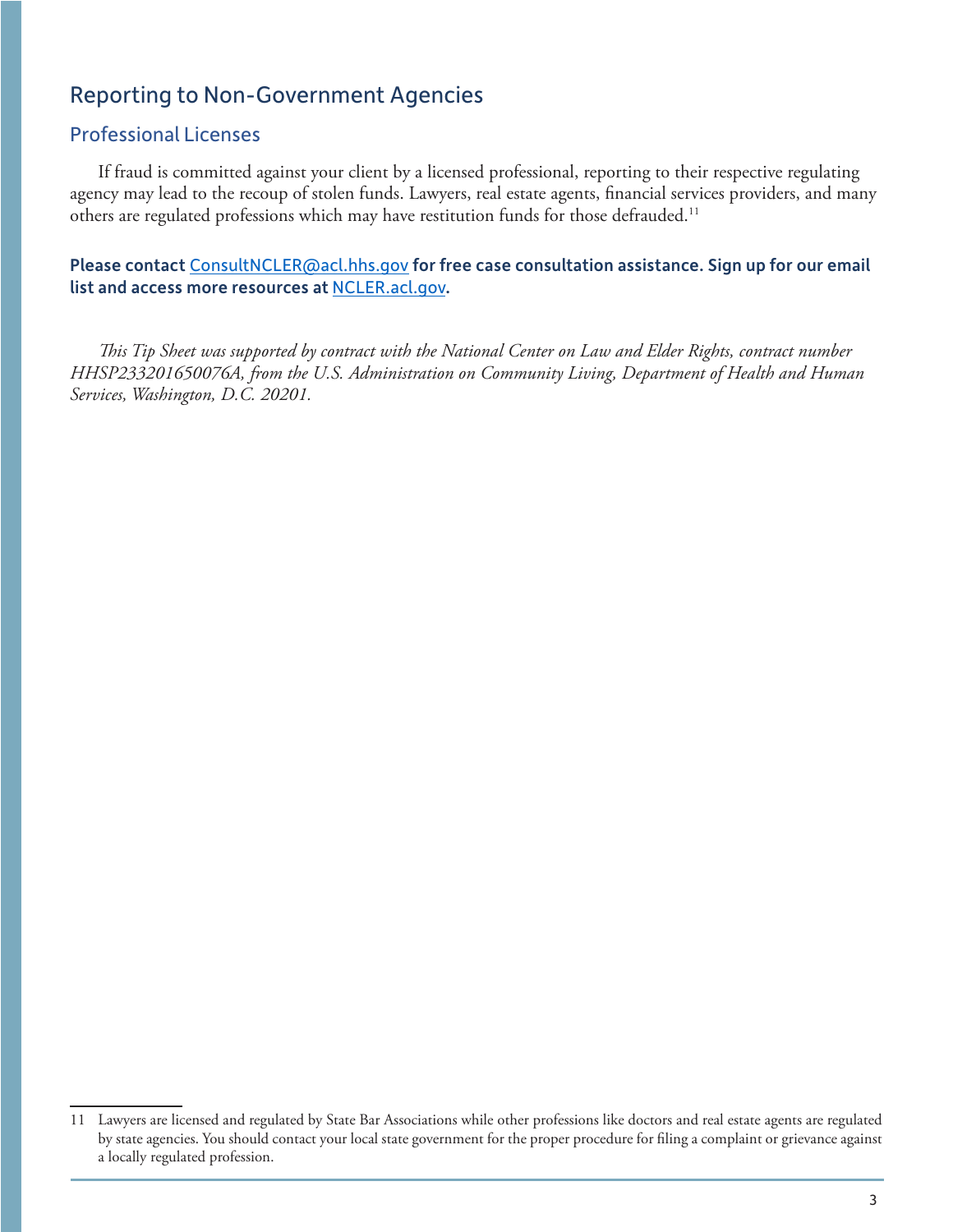## Reporting to Non-Government Agencies

### Professional Licenses

If fraud is committed against your client by a licensed professional, reporting to their respective regulating agency may lead to the recoup of stolen funds. Lawyers, real estate agents, financial services providers, and many others are regulated professions which may have restitution funds for those defrauded.[11]

**Please contact [ConsultNCLER@acl.hhs.gov](mailto:ConsultNCLER@acl.hhs.gov) for free case consultation assistance. Sign up for our email list and access more resources at [NCLER.acl.gov](https://NCLER.acl.gov).**

*This Tip Sheet was supported by contract with the National Center on Law and Elder Rights, contract number HHSP233201650076A, from the U.S. Administration on Community Living, Department of Health and Human Services, Washington, D.C. 20201.*

---

11 Lawyers are licensed and regulated by State Bar Associations while other professions like doctors and real estate agents are regulated by state agencies. You should contact your local state government for the proper procedure for filing a complaint or grievance against a locally regulated profession.